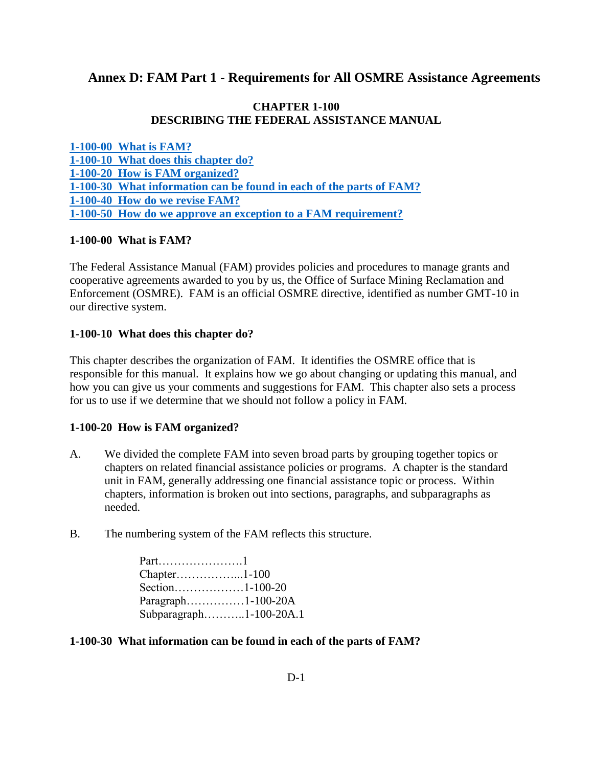# Annex D: FAM Part 1 - Requirements for All OSMRE Assistance Agreements

## CHAPTER 1-100
## DESCRIBING THE FEDERAL ASSISTANCE MANUAL

**1-100-00 What is FAM?**
**1-100-10 What does this chapter do?**
**1-100-20 How is FAM organized?**
**1-100-30 What information can be found in each of the parts of FAM?**
**1-100-40 How do we revise FAM?**
**1-100-50 How do we approve an exception to a FAM requirement?**

### 1-100-00 What is FAM?

The Federal Assistance Manual (FAM) provides policies and procedures to manage grants and cooperative agreements awarded to you by us, the Office of Surface Mining Reclamation and Enforcement (OSMRE). FAM is an official OSMRE directive, identified as number GMT-10 in our directive system.

### 1-100-10 What does this chapter do?

This chapter describes the organization of FAM. It identifies the OSMRE office that is responsible for this manual. It explains how we go about changing or updating this manual, and how you can give us your comments and suggestions for FAM. This chapter also sets a process for us to use if we determine that we should not follow a policy in FAM.

### 1-100-20 How is FAM organized?

A. We divided the complete FAM into seven broad parts by grouping together topics or chapters on related financial assistance policies or programs. A chapter is the standard unit in FAM, generally addressing one financial assistance topic or process. Within chapters, information is broken out into sections, paragraphs, and subparagraphs as needed.

B. The numbering system of the FAM reflects this structure.

Part…………………1
Chapter……………...1-100
Section………………1-100-20
Paragraph……………1-100-20A
Subparagraph………..1-100-20A.1

### 1-100-30 What information can be found in each of the parts of FAM?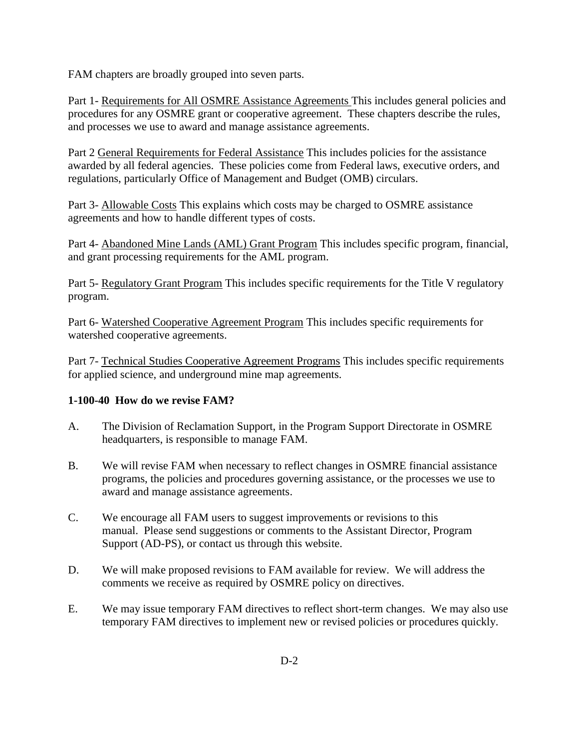FAM chapters are broadly grouped into seven parts.

Part 1- Requirements for All OSMRE Assistance Agreements This includes general policies and procedures for any OSMRE grant or cooperative agreement. These chapters describe the rules, and processes we use to award and manage assistance agreements.

Part 2 General Requirements for Federal Assistance This includes policies for the assistance awarded by all federal agencies. These policies come from Federal laws, executive orders, and regulations, particularly Office of Management and Budget (OMB) circulars.

Part 3- Allowable Costs This explains which costs may be charged to OSMRE assistance agreements and how to handle different types of costs.

Part 4- Abandoned Mine Lands (AML) Grant Program This includes specific program, financial, and grant processing requirements for the AML program.

Part 5- Regulatory Grant Program This includes specific requirements for the Title V regulatory program.

Part 6- Watershed Cooperative Agreement Program This includes specific requirements for watershed cooperative agreements.

Part 7- Technical Studies Cooperative Agreement Programs This includes specific requirements for applied science, and underground mine map agreements.

**1-100-40 How do we revise FAM?**

A. The Division of Reclamation Support, in the Program Support Directorate in OSMRE headquarters, is responsible to manage FAM.

B. We will revise FAM when necessary to reflect changes in OSMRE financial assistance programs, the policies and procedures governing assistance, or the processes we use to award and manage assistance agreements.

C. We encourage all FAM users to suggest improvements or revisions to this manual. Please send suggestions or comments to the Assistant Director, Program Support (AD-PS), or contact us through this website.

D. We will make proposed revisions to FAM available for review. We will address the comments we receive as required by OSMRE policy on directives.

E. We may issue temporary FAM directives to reflect short-term changes. We may also use temporary FAM directives to implement new or revised policies or procedures quickly.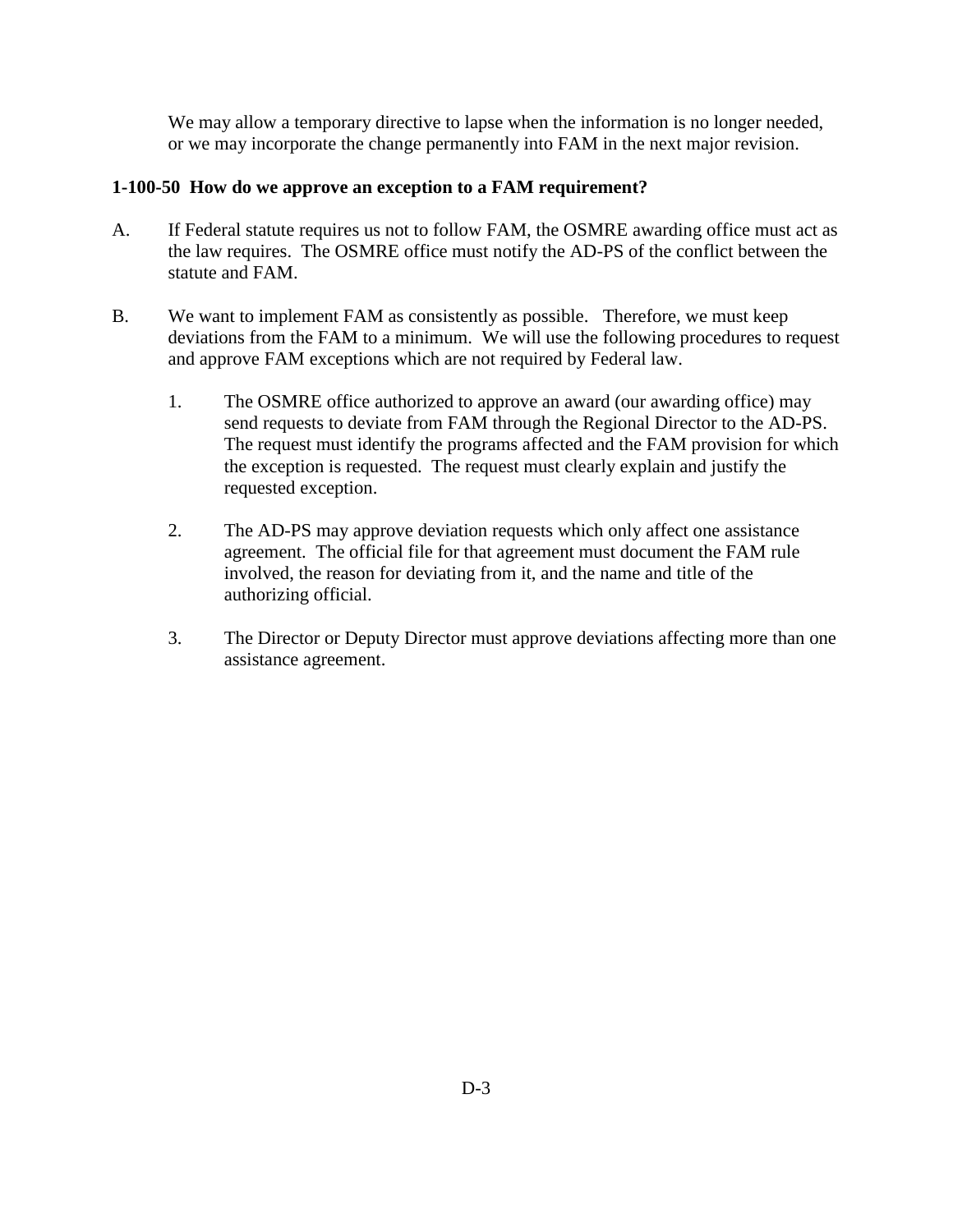We may allow a temporary directive to lapse when the information is no longer needed, or we may incorporate the change permanently into FAM in the next major revision.

**1-100-50 How do we approve an exception to a FAM requirement?**

A. If Federal statute requires us not to follow FAM, the OSMRE awarding office must act as the law requires. The OSMRE office must notify the AD-PS of the conflict between the statute and FAM.

B. We want to implement FAM as consistently as possible. Therefore, we must keep deviations from the FAM to a minimum. We will use the following procedures to request and approve FAM exceptions which are not required by Federal law.

   1. The OSMRE office authorized to approve an award (our awarding office) may send requests to deviate from FAM through the Regional Director to the AD-PS. The request must identify the programs affected and the FAM provision for which the exception is requested. The request must clearly explain and justify the requested exception.

   2. The AD-PS may approve deviation requests which only affect one assistance agreement. The official file for that agreement must document the FAM rule involved, the reason for deviating from it, and the name and title of the authorizing official.

   3. The Director or Deputy Director must approve deviations affecting more than one assistance agreement.